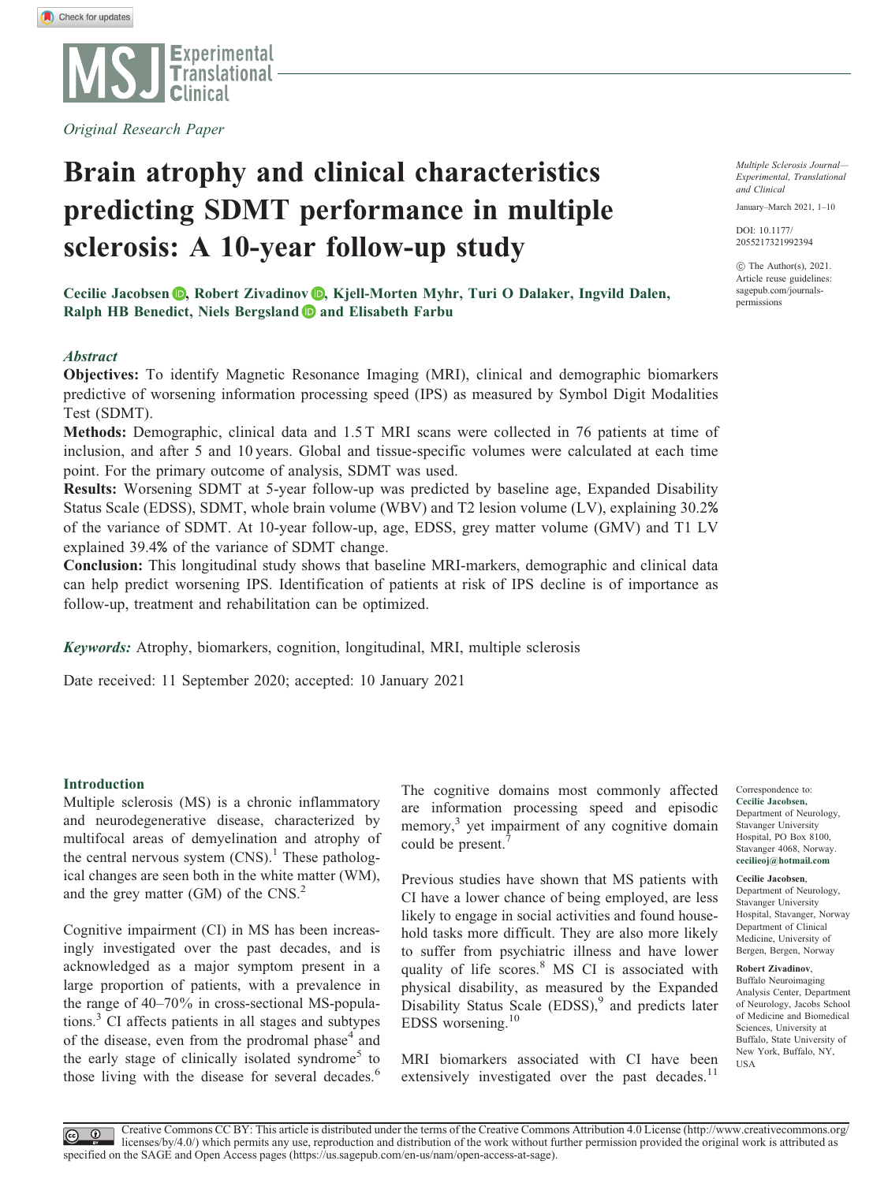Original Research Paper

# Brain atrophy and clinical characteristics predicting SDMT performance in multiple sclerosis: A 10-year follow-up study

**Cecilie Jacobsen, Robert Zivadinov, Kjell-Morten Myhr, Turi O Dalaker, Ingvild Dalen, Ralph HB Benedict, Niels Bergsland and Elisabeth Farbu**

Multiple Sclerosis Journal—Experimental, Translational and Clinical

January–March 2021, 1–10

DOI: 10.1177/2055217321992394

© The Author(s), 2021. Article reuse guidelines: sagepub.com/journals-permissions

## *Abstract*

**Objectives:** To identify Magnetic Resonance Imaging (MRI), clinical and demographic biomarkers predictive of worsening information processing speed (IPS) as measured by Symbol Digit Modalities Test (SDMT).

**Methods:** Demographic, clinical data and 1.5 T MRI scans were collected in 76 patients at time of inclusion, and after 5 and 10 years. Global and tissue-specific volumes were calculated at each time point. For the primary outcome of analysis, SDMT was used.

**Results:** Worsening SDMT at 5-year follow-up was predicted by baseline age, Expanded Disability Status Scale (EDSS), SDMT, whole brain volume (WBV) and T2 lesion volume (LV), explaining 30.2% of the variance of SDMT. At 10-year follow-up, age, EDSS, grey matter volume (GMV) and T1 LV explained 39.4% of the variance of SDMT change.

**Conclusion:** This longitudinal study shows that baseline MRI-markers, demographic and clinical data can help predict worsening IPS. Identification of patients at risk of IPS decline is of importance as follow-up, treatment and rehabilitation can be optimized.

***Keywords:*** Atrophy, biomarkers, cognition, longitudinal, MRI, multiple sclerosis

Date received: 11 September 2020; accepted: 10 January 2021

## Introduction

Multiple sclerosis (MS) is a chronic inflammatory and neurodegenerative disease, characterized by multifocal areas of demyelination and atrophy of the central nervous system (CNS).[1] These pathological changes are seen both in the white matter (WM), and the grey matter (GM) of the CNS.[2]

Cognitive impairment (CI) in MS has been increasingly investigated over the past decades, and is acknowledged as a major symptom present in a large proportion of patients, with a prevalence in the range of 40–70% in cross-sectional MS-populations.[3] CI affects patients in all stages and subtypes of the disease, even from the prodromal phase[4] and the early stage of clinically isolated syndrome[5] to those living with the disease for several decades.[6] The cognitive domains most commonly affected are information processing speed and episodic memory,[3] yet impairment of any cognitive domain could be present.[7]

Previous studies have shown that MS patients with CI have a lower chance of being employed, are less likely to engage in social activities and found household tasks more difficult. They are also more likely to suffer from psychiatric illness and have lower quality of life scores.[8] MS CI is associated with physical disability, as measured by the Expanded Disability Status Scale (EDSS),[9] and predicts later EDSS worsening.[10]

MRI biomarkers associated with CI have been extensively investigated over the past decades.[11]

Correspondence to:
**Cecilie Jacobsen,**
Department of Neurology, Stavanger University Hospital, PO Box 8100, Stavanger 4068, Norway.
**cecilieoj@hotmail.com**

**Cecilie Jacobsen**,
Department of Neurology, Stavanger University Hospital, Stavanger, Norway
Department of Clinical Medicine, University of Bergen, Bergen, Norway

**Robert Zivadinov**,
Buffalo Neuroimaging Analysis Center, Department of Neurology, Jacobs School of Medicine and Biomedical Sciences, University at Buffalo, State University of New York, Buffalo, NY, USA

Creative Commons CC BY: This article is distributed under the terms of the Creative Commons Attribution 4.0 License (http://www.creativecommons.org/licenses/by/4.0/) which permits any use, reproduction and distribution of the work without further permission provided the original work is attributed as specified on the SAGE and Open Access pages (https://us.sagepub.com/en-us/nam/open-access-at-sage).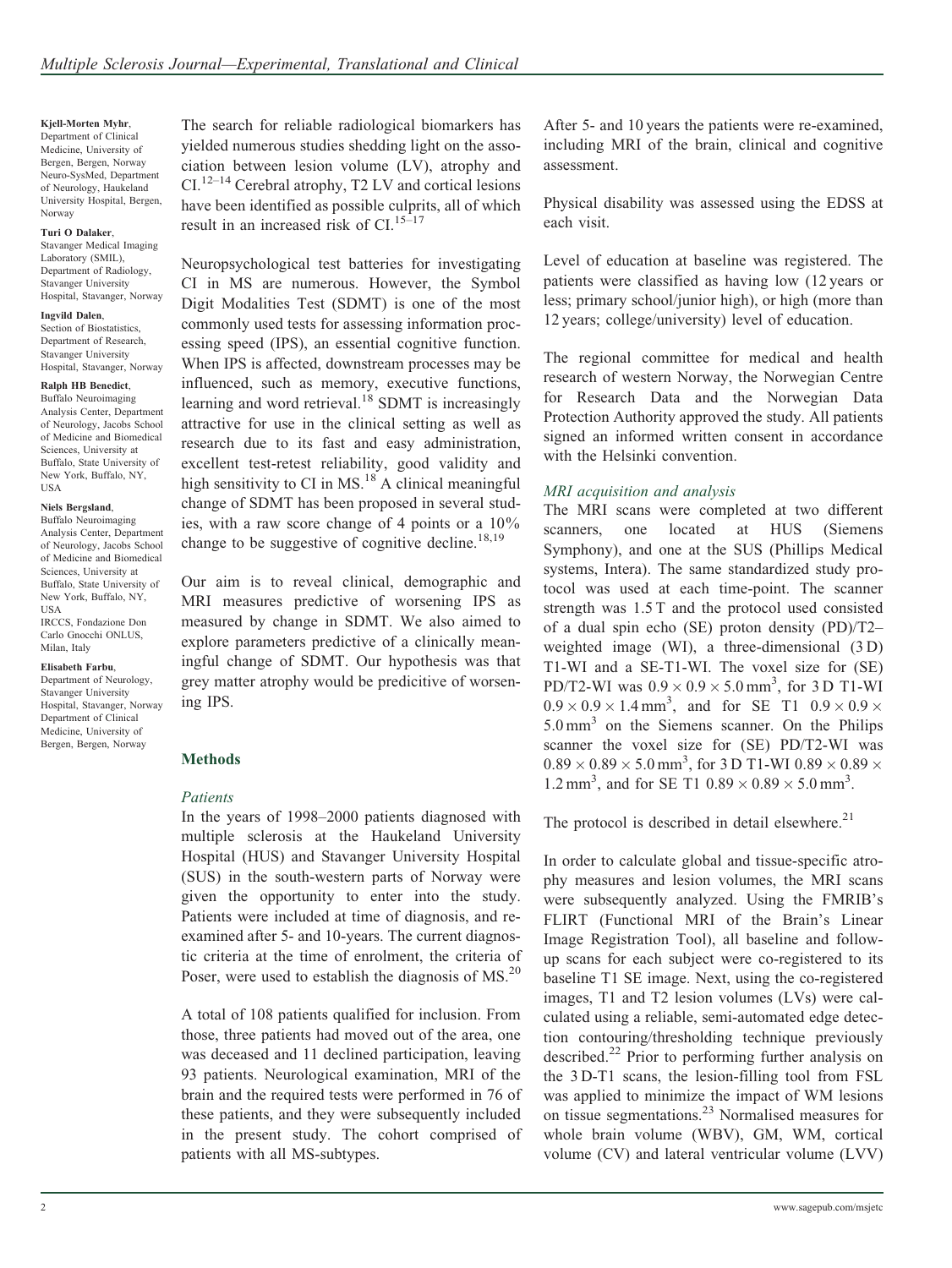**Kjell-Morten Myhr**, Department of Clinical Medicine, University of Bergen, Bergen, Norway Neuro-SysMed, Department of Neurology, Haukeland University Hospital, Bergen, Norway

**Turi O Dalaker**, Stavanger Medical Imaging Laboratory (SMIL), Department of Radiology, Stavanger University Hospital, Stavanger, Norway

**Ingvild Dalen**, Section of Biostatistics, Department of Research, Stavanger University Hospital, Stavanger, Norway

**Ralph HB Benedict**, Buffalo Neuroimaging Analysis Center, Department of Neurology, Jacobs School of Medicine and Biomedical Sciences, University at Buffalo, State University of New York, Buffalo, NY, USA

**Niels Bergsland**, Buffalo Neuroimaging Analysis Center, Department of Neurology, Jacobs School of Medicine and Biomedical Sciences, University at Buffalo, State University of New York, Buffalo, NY, USA
IRCCS, Fondazione Don Carlo Gnocchi ONLUS, Milan, Italy

**Elisabeth Farbu**, Department of Neurology, Stavanger University Hospital, Stavanger, Norway Department of Clinical Medicine, University of Bergen, Bergen, Norway

The search for reliable radiological biomarkers has yielded numerous studies shedding light on the association between lesion volume (LV), atrophy and CI.[12–14] Cerebral atrophy, T2 LV and cortical lesions have been identified as possible culprits, all of which result in an increased risk of CI.[15–17]

Neuropsychological test batteries for investigating CI in MS are numerous. However, the Symbol Digit Modalities Test (SDMT) is one of the most commonly used tests for assessing information processing speed (IPS), an essential cognitive function. When IPS is affected, downstream processes may be influenced, such as memory, executive functions, learning and word retrieval.[18] SDMT is increasingly attractive for use in the clinical setting as well as research due to its fast and easy administration, excellent test-retest reliability, good validity and high sensitivity to CI in MS.[18] A clinical meaningful change of SDMT has been proposed in several studies, with a raw score change of 4 points or a 10% change to be suggestive of cognitive decline.[18,19]

Our aim is to reveal clinical, demographic and MRI measures predictive of worsening IPS as measured by change in SDMT. We also aimed to explore parameters predictive of a clinically meaningful change of SDMT. Our hypothesis was that grey matter atrophy would be predicitive of worsening IPS.

## Methods

### *Patients*

In the years of 1998–2000 patients diagnosed with multiple sclerosis at the Haukeland University Hospital (HUS) and Stavanger University Hospital (SUS) in the south-western parts of Norway were given the opportunity to enter into the study. Patients were included at time of diagnosis, and re-examined after 5- and 10-years. The current diagnostic criteria at the time of enrolment, the criteria of Poser, were used to establish the diagnosis of MS.[20]

A total of 108 patients qualified for inclusion. From those, three patients had moved out of the area, one was deceased and 11 declined participation, leaving 93 patients. Neurological examination, MRI of the brain and the required tests were performed in 76 of these patients, and they were subsequently included in the present study. The cohort comprised of patients with all MS-subtypes.

After 5- and 10 years the patients were re-examined, including MRI of the brain, clinical and cognitive assessment.

Physical disability was assessed using the EDSS at each visit.

Level of education at baseline was registered. The patients were classified as having low (12 years or less; primary school/junior high), or high (more than 12 years; college/university) level of education.

The regional committee for medical and health research of western Norway, the Norwegian Centre for Research Data and the Norwegian Data Protection Authority approved the study. All patients signed an informed written consent in accordance with the Helsinki convention.

### *MRI acquisition and analysis*

The MRI scans were completed at two different scanners, one located at HUS (Siemens Symphony), and one at the SUS (Phillips Medical systems, Intera). The same standardized study protocol was used at each time-point. The scanner strength was 1.5 T and the protocol used consisted of a dual spin echo (SE) proton density (PD)/T2–weighted image (WI), a three-dimensional (3 D) T1-WI and a SE-T1-WI. The voxel size for (SE) PD/T2-WI was $0.9 \times 0.9 \times 5.0\,\text{mm}^3$, for 3 D T1-WI $0.9 \times 0.9 \times 1.4\,\text{mm}^3$, and for SE T1 $0.9 \times 0.9 \times 5.0\,\text{mm}^3$ on the Siemens scanner. On the Philips scanner the voxel size for (SE) PD/T2-WI was $0.89 \times 0.89 \times 5.0\,\text{mm}^3$, for 3 D T1-WI $0.89 \times 0.89 \times 1.2\,\text{mm}^3$, and for SE T1 $0.89 \times 0.89 \times 5.0\,\text{mm}^3$.

The protocol is described in detail elsewhere.[21]

In order to calculate global and tissue-specific atrophy measures and lesion volumes, the MRI scans were subsequently analyzed. Using the FMRIB's FLIRT (Functional MRI of the Brain's Linear Image Registration Tool), all baseline and follow-up scans for each subject were co-registered to its baseline T1 SE image. Next, using the co-registered images, T1 and T2 lesion volumes (LVs) were calculated using a reliable, semi-automated edge detection contouring/thresholding technique previously described.[22] Prior to performing further analysis on the 3 D-T1 scans, the lesion-filling tool from FSL was applied to minimize the impact of WM lesions on tissue segmentations.[23] Normalised measures for whole brain volume (WBV), GM, WM, cortical volume (CV) and lateral ventricular volume (LVV)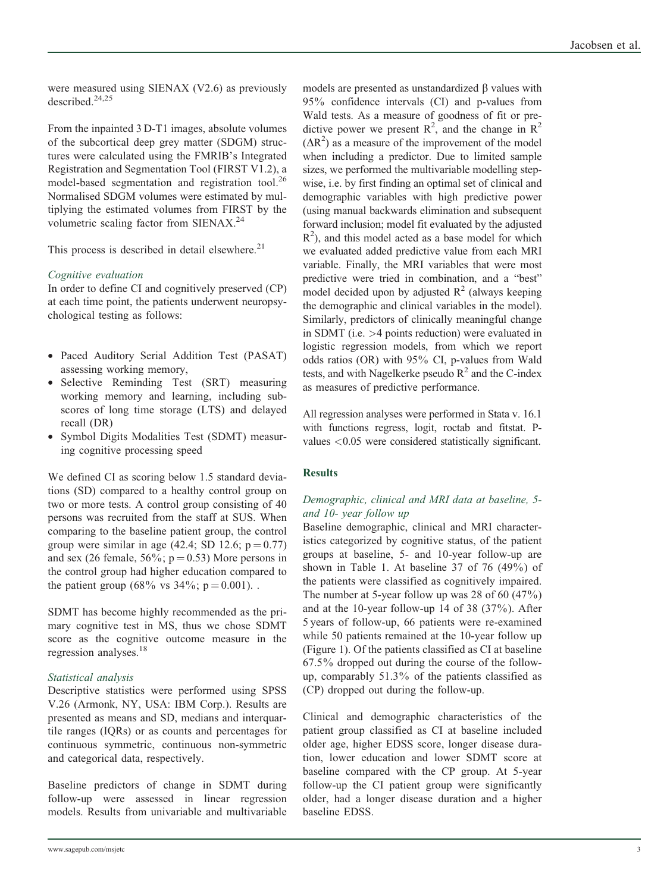were measured using SIENAX (V2.6) as previously described.[24,25]

From the inpainted 3 D-T1 images, absolute volumes of the subcortical deep grey matter (SDGM) structures were calculated using the FMRIB's Integrated Registration and Segmentation Tool (FIRST V1.2), a model-based segmentation and registration tool.[26] Normalised SDGM volumes were estimated by multiplying the estimated volumes from FIRST by the volumetric scaling factor from SIENAX.[24]

This process is described in detail elsewhere.[21]

### *Cognitive evaluation*

In order to define CI and cognitively preserved (CP) at each time point, the patients underwent neuropsychological testing as follows:

- Paced Auditory Serial Addition Test (PASAT) assessing working memory,
- Selective Reminding Test (SRT) measuring working memory and learning, including subscores of long time storage (LTS) and delayed recall (DR)
- Symbol Digits Modalities Test (SDMT) measuring cognitive processing speed

We defined CI as scoring below 1.5 standard deviations (SD) compared to a healthy control group on two or more tests. A control group consisting of 40 persons was recruited from the staff at SUS. When comparing to the baseline patient group, the control group were similar in age (42.4; SD 12.6; $p = 0.77$) and sex (26 female, 56%; $p = 0.53$) More persons in the control group had higher education compared to the patient group (68% vs 34%; $p = 0.001$). .

SDMT has become highly recommended as the primary cognitive test in MS, thus we chose SDMT score as the cognitive outcome measure in the regression analyses.[18]

### *Statistical analysis*

Descriptive statistics were performed using SPSS V.26 (Armonk, NY, USA: IBM Corp.). Results are presented as means and SD, medians and interquartile ranges (IQRs) or as counts and percentages for continuous symmetric, continuous non-symmetric and categorical data, respectively.

Baseline predictors of change in SDMT during follow-up were assessed in linear regression models. Results from univariable and multivariable models are presented as unstandardized β values with 95% confidence intervals (CI) and p-values from Wald tests. As a measure of goodness of fit or predictive power we present $R^2$, and the change in $R^2$ ($\Delta R^2$) as a measure of the improvement of the model when including a predictor. Due to limited sample sizes, we performed the multivariable modelling stepwise, i.e. by first finding an optimal set of clinical and demographic variables with high predictive power (using manual backwards elimination and subsequent forward inclusion; model fit evaluated by the adjusted $R^2$), and this model acted as a base model for which we evaluated added predictive value from each MRI variable. Finally, the MRI variables that were most predictive were tried in combination, and a "best" model decided upon by adjusted $R^2$ (always keeping the demographic and clinical variables in the model). Similarly, predictors of clinically meaningful change in SDMT (i.e. >4 points reduction) were evaluated in logistic regression models, from which we report odds ratios (OR) with 95% CI, p-values from Wald tests, and with Nagelkerke pseudo $R^2$ and the C-index as measures of predictive performance.

All regression analyses were performed in Stata v. 16.1 with functions regress, logit, roctab and fitstat. P-values <0.05 were considered statistically significant.

## Results

### *Demographic, clinical and MRI data at baseline, 5- and 10- year follow up*

Baseline demographic, clinical and MRI characteristics categorized by cognitive status, of the patient groups at baseline, 5- and 10-year follow-up are shown in Table 1. At baseline 37 of 76 (49%) of the patients were classified as cognitively impaired. The number at 5-year follow up was 28 of 60 (47%) and at the 10-year follow-up 14 of 38 (37%). After 5 years of follow-up, 66 patients were re-examined while 50 patients remained at the 10-year follow up (Figure 1). Of the patients classified as CI at baseline 67.5% dropped out during the course of the follow-up, comparably 51.3% of the patients classified as (CP) dropped out during the follow-up.

Clinical and demographic characteristics of the patient group classified as CI at baseline included older age, higher EDSS score, longer disease duration, lower education and lower SDMT score at baseline compared with the CP group. At 5-year follow-up the CI patient group were significantly older, had a longer disease duration and a higher baseline EDSS.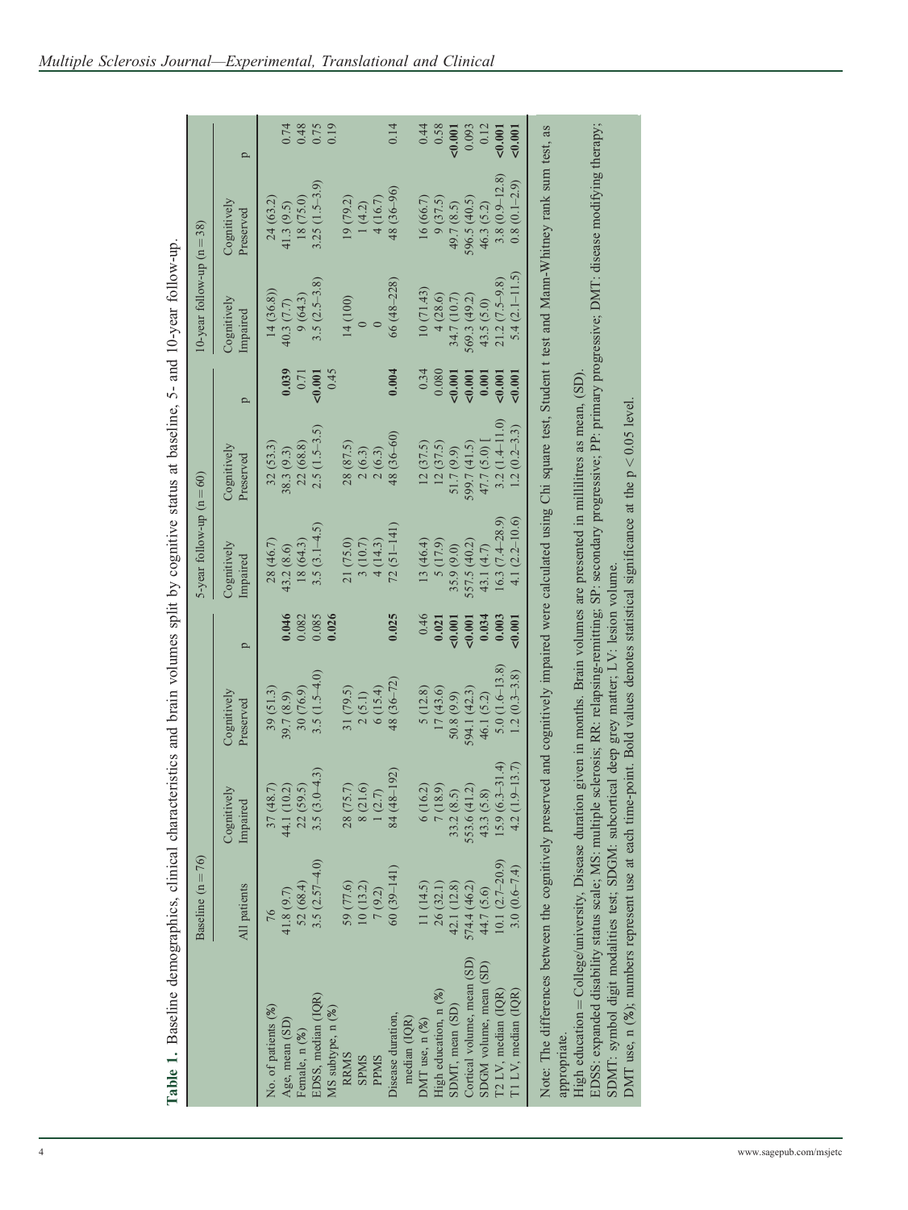**Table 1.** Baseline demographics, clinical characteristics and brain volumes split by cognitive status at baseline, 5- and 10-year follow-up.

| | Baseline (n = 76) | | | | 5-year follow-up (n = 60) | | | 10-year follow-up (n = 38) | | |
|---|---|---|---|---|---|---|---|---|---|---|
| | All patients | Cognitively Impaired | Cognitively Preserved | p | Cognitively Impaired | Cognitively Preserved | p | Cognitively Impaired | Cognitively Preserved | p |
| No. of patients (%) | 76 | 37 (48.7) | 39 (51.3) | | 28 (46.7) | 32 (53.3) | | 14 (36.8)) | 24 (63.2) | |
| Age, mean (SD) | 41.8 (9.7) | 44.1 (10.2) | 39.7 (8.9) | **0.046** | 43.2 (8.6) | 38.3 (9.3) | **0.039** | 40.3 (7.7) | 41.3 (9.5) | 0.74 |
| Female, n (%) | 52 (68.4) | 22 (59.5) | 30 (76.9) | 0.082 | 18 (64.3) | 22 (68.8) | 0.71 | 9 (64.3) | 18 (75.0) | 0.48 |
| EDSS, median (IQR) | 3.5 (2.57–4.0) | 3.5 (3.0–4.3) | 3.5 (1.5–4.0) | 0.085 | 3.5 (3.1–4.5) | 2.5 (1.5–3.5) | **<0.001** | 3.5 (2.5–3.8) | 3.25 (1.5–3.9) | 0.75 |
| MS subtype, n (%) | | | | **0.026** | | | 0.45 | | | 0.19 |
| RRMS | 59 (77.6) | 28 (75.7) | 31 (79.5) | | 21 (75.0) | 28 (87.5) | | 14 (100) | 19 (79.2) | |
| SPMS | 10 (13.2) | 8 (21.6) | 2 (5.1) | | 3 (10.7) | 2 (6.3) | | 0 | 1 (4.2) | |
| PPMS | 7 (9.2) | 1 (2.7) | 6 (15.4) | | 4 (14.3) | 2 (6.3) | | 0 | 4 (16.7) | |
| Disease duration, median (IQR) | 60 (39–141) | 84 (48–192) | 48 (36–72) | **0.025** | 72 (51–141) | 48 (36–60) | **0.004** | 66 (48–228) | 48 (36–96) | 0.14 |
| DMT use, n (%) | 11 (14.5) | 6 (16.2) | 5 (12.8) | 0.46 | 13 (46.4) | 12 (37.5) | 0.34 | 10 (71.43) | 16 (66.7) | 0.44 |
| High education, n (%) | 26 (32.1) | 7 (18.9) | 17 (43.6) | **0.021** | 5 (17.9) | 12 (37.5) | 0.080 | 4 (28.6) | 9 (37.5) | 0.58 |
| SDMT, mean (SD) | 42.1 (12.8) | 33.2 (8.5) | 50.8 (9.9) | **<0.001** | 35.9 (9.0) | 51.7 (9.9) | **<0.001** | 34.7 (10.7) | 49.7 (8.5) | **<0.001** |
| Cortical volume, mean (SD) | 574.4 (46.2) | 553.6 (41.2) | 594.1 (42.3) | **<0.001** | 557.5 (40.2) | 599.7 (41.5) | **<0.001** | 569.3 (49.2) | 596.5 (40.5) | 0.093 |
| SDGM volume, mean (SD) | 44.7 (5.6) | 43.3 (5.8) | 46.1 (5.2) | **0.034** | 43.1 (4.7) | 47.7 (5.0) [ | **0.001** | 43.5 (5.0) | 46.3 (5.2) | 0.12 |
| T2 LV, median (IQR) | 10.1 (2.7–20.9) | 15.9 (6.3–31.4) | 5.0 (1.6–13.8) | **0.003** | 16.3 (7.4–28.9) | 3.2 (1.4–11.0) | **<0.001** | 21.2 (7.5–9.8) | 3.8 (0.9–12.8) | **<0.001** |
| T1 LV, median (IQR) | 3.0 (0.6–7.4) | 4.2 (1.9–13.7) | 1.2 (0.3–3.8) | **<0.001** | 4.1 (2.2–10.6) | 1.2 (0.2–3.3) | **<0.001** | 5.4 (2.1–11.5) | 0.8 (0.1–2.9) | **<0.001** |

Note: The differences between the cognitively preserved and cognitively impaired were calculated using Chi square test, Student t test and Mann-Whitney rank sum test, as appropriate.

High education = College/university. Disease duration given in months. Brain volumes are presented in millilitres as mean, (SD).

EDSS: expanded disability status scale; MS: multiple sclerosis; RR: relapsing-remitting; SP: secondary progressive; PP: primary progressive; DMT: disease modifying therapy; SDMT: symbol digit modalities test; SDGM: subcortical deep grey matter; LV: lesion volume.

DMT use, n (%); numbers represent use at each time-point. Bold values denotes statistical significance at the $p < 0.05$ level.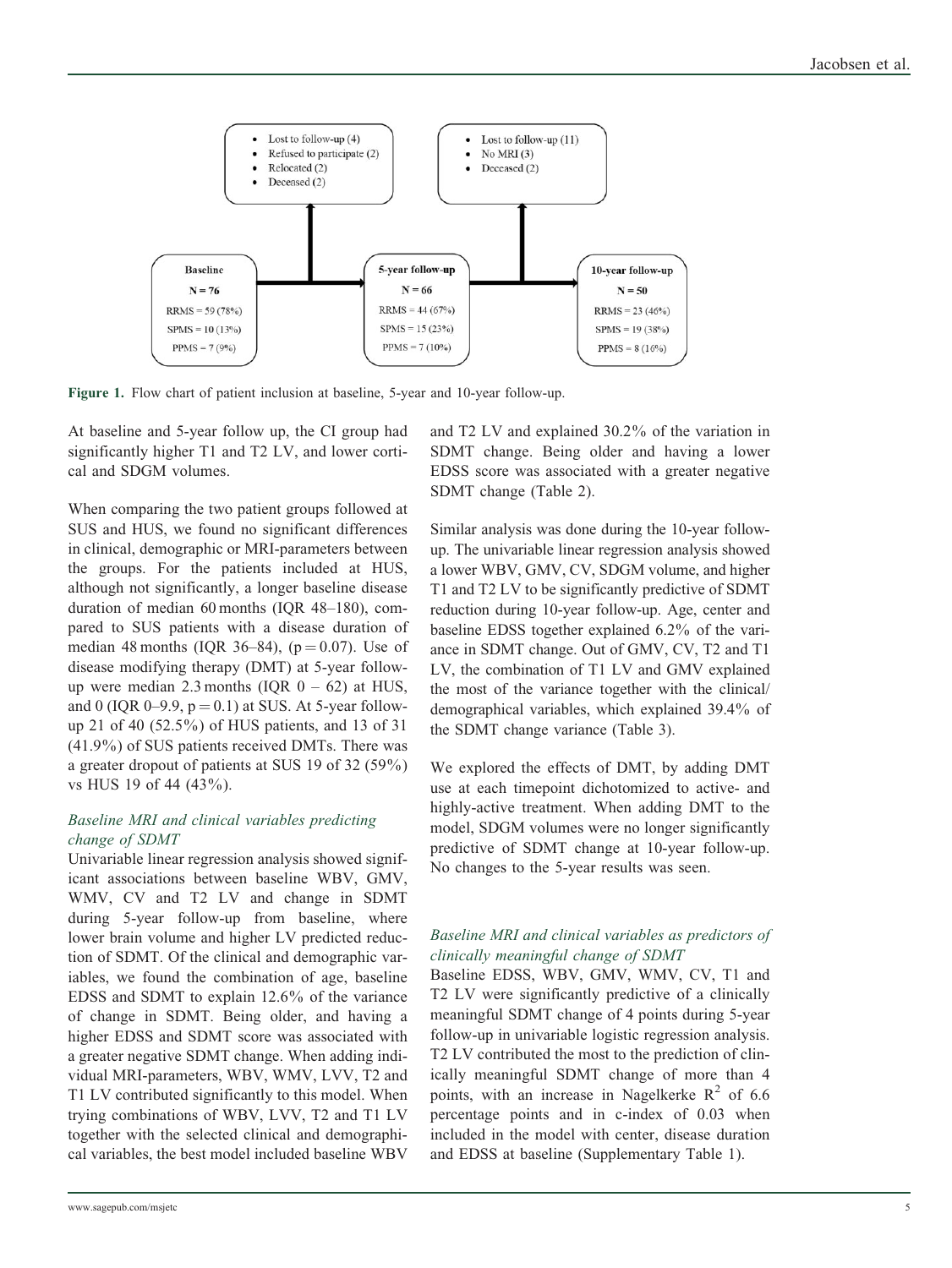- Lost to follow-up (4)
- Refused to participate (2)
- Relocated (2)
- Deceased (2)

- Lost to follow-up (11)
- No MRI (3)
- Deceased (2)

**Baseline** N = 76; RRMS = 59 (78%); SPMS = 10 (13%); PPMS = 7 (9%)

**5-year follow-up** N = 66; RRMS = 44 (67%); SPMS = 15 (23%); PPMS = 7 (10%)

**10-year follow-up** N = 50; RRMS = 23 (46%); SPMS = 19 (38%); PPMS = 8 (16%)

**Figure 1.** Flow chart of patient inclusion at baseline, 5-year and 10-year follow-up.

At baseline and 5-year follow up, the CI group had significantly higher T1 and T2 LV, and lower cortical and SDGM volumes.

When comparing the two patient groups followed at SUS and HUS, we found no significant differences in clinical, demographic or MRI-parameters between the groups. For the patients included at HUS, although not significantly, a longer baseline disease duration of median 60 months (IQR 48–180), compared to SUS patients with a disease duration of median 48 months (IQR 36–84), ($p = 0.07$). Use of disease modifying therapy (DMT) at 5-year follow-up were median 2.3 months (IQR 0 – 62) at HUS, and 0 (IQR 0–9.9, $p = 0.1$) at SUS. At 5-year follow-up 21 of 40 (52.5%) of HUS patients, and 13 of 31 (41.9%) of SUS patients received DMTs. There was a greater dropout of patients at SUS 19 of 32 (59%) vs HUS 19 of 44 (43%).

### *Baseline MRI and clinical variables predicting change of SDMT*

Univariable linear regression analysis showed significant associations between baseline WBV, GMV, WMV, CV and T2 LV and change in SDMT during 5-year follow-up from baseline, where lower brain volume and higher LV predicted reduction of SDMT. Of the clinical and demographic variables, we found the combination of age, baseline EDSS and SDMT to explain 12.6% of the variance of change in SDMT. Being older, and having a higher EDSS and SDMT score was associated with a greater negative SDMT change. When adding individual MRI-parameters, WBV, WMV, LVV, T2 and T1 LV contributed significantly to this model. When trying combinations of WBV, LVV, T2 and T1 LV together with the selected clinical and demographical variables, the best model included baseline WBV and T2 LV and explained 30.2% of the variation in SDMT change. Being older and having a lower EDSS score was associated with a greater negative SDMT change (Table 2).

Similar analysis was done during the 10-year follow-up. The univariable linear regression analysis showed a lower WBV, GMV, CV, SDGM volume, and higher T1 and T2 LV to be significantly predictive of SDMT reduction during 10-year follow-up. Age, center and baseline EDSS together explained 6.2% of the variance in SDMT change. Out of GMV, CV, T2 and T1 LV, the combination of T1 LV and GMV explained the most of the variance together with the clinical/demographical variables, which explained 39.4% of the SDMT change variance (Table 3).

We explored the effects of DMT, by adding DMT use at each timepoint dichotomized to active- and highly-active treatment. When adding DMT to the model, SDGM volumes were no longer significantly predictive of SDMT change at 10-year follow-up. No changes to the 5-year results was seen.

### *Baseline MRI and clinical variables as predictors of clinically meaningful change of SDMT*

Baseline EDSS, WBV, GMV, WMV, CV, T1 and T2 LV were significantly predictive of a clinically meaningful SDMT change of 4 points during 5-year follow-up in univariable logistic regression analysis. T2 LV contributed the most to the prediction of clinically meaningful SDMT change of more than 4 points, with an increase in Nagelkerke $R^2$ of 6.6 percentage points and in c-index of 0.03 when included in the model with center, disease duration and EDSS at baseline (Supplementary Table 1).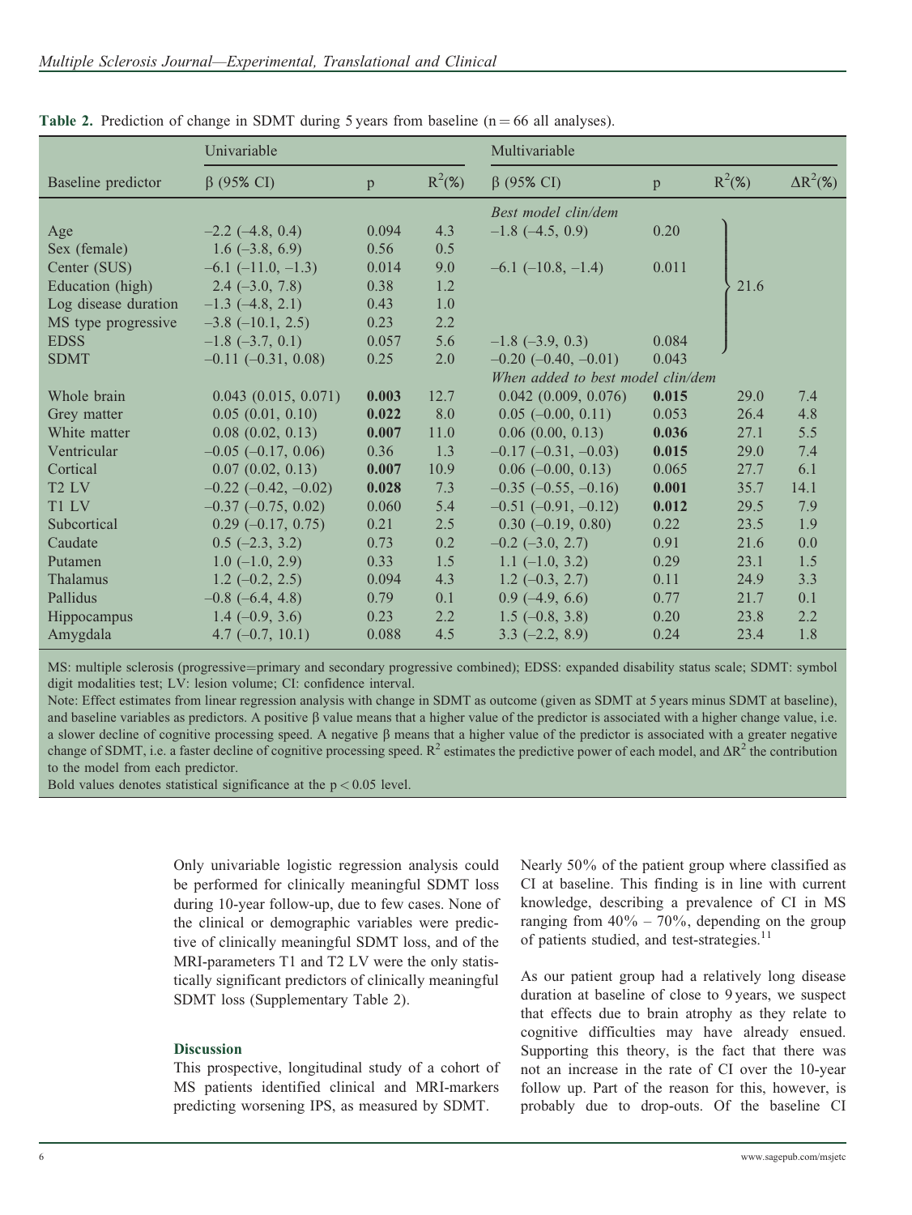**Table 2.** Prediction of change in SDMT during 5 years from baseline (n = 66 all analyses).

| | Univariable | | | Multivariable | | | |
|---|---|---|---|---|---|---|---|
| Baseline predictor | β (95% CI) | p | $R^2$(%) | β (95% CI) | p | $R^2$(%) | $\Delta R^2$(%) |
| | | | | *Best model clin/dem* | | | |
| Age | −2.2 (−4.8, 0.4) | 0.094 | 4.3 | −1.8 (−4.5, 0.9) | 0.20 | 21.6 | |
| Sex (female) | 1.6 (−3.8, 6.9) | 0.56 | 0.5 | | | | |
| Center (SUS) | −6.1 (−11.0, −1.3) | 0.014 | 9.0 | −6.1 (−10.8, −1.4) | 0.011 | | |
| Education (high) | 2.4 (−3.0, 7.8) | 0.38 | 1.2 | | | | |
| Log disease duration | −1.3 (−4.8, 2.1) | 0.43 | 1.0 | | | | |
| MS type progressive | −3.8 (−10.1, 2.5) | 0.23 | 2.2 | | | | |
| EDSS | −1.8 (−3.7, 0.1) | 0.057 | 5.6 | −1.8 (−3.9, 0.3) | 0.084 | | |
| SDMT | −0.11 (−0.31, 0.08) | 0.25 | 2.0 | −0.20 (−0.40, −0.01) | 0.043 | | |
| | | | | *When added to best model clin/dem* | | | |
| Whole brain | 0.043 (0.015, 0.071) | **0.003** | 12.7 | 0.042 (0.009, 0.076) | **0.015** | 29.0 | 7.4 |
| Grey matter | 0.05 (0.01, 0.10) | **0.022** | 8.0 | 0.05 (−0.00, 0.11) | 0.053 | 26.4 | 4.8 |
| White matter | 0.08 (0.02, 0.13) | **0.007** | 11.0 | 0.06 (0.00, 0.13) | **0.036** | 27.1 | 5.5 |
| Ventricular | −0.05 (−0.17, 0.06) | 0.36 | 1.3 | −0.17 (−0.31, −0.03) | **0.015** | 29.0 | 7.4 |
| Cortical | 0.07 (0.02, 0.13) | **0.007** | 10.9 | 0.06 (−0.00, 0.13) | 0.065 | 27.7 | 6.1 |
| T2 LV | −0.22 (−0.42, −0.02) | **0.028** | 7.3 | −0.35 (−0.55, −0.16) | **0.001** | 35.7 | 14.1 |
| T1 LV | −0.37 (−0.75, 0.02) | 0.060 | 5.4 | −0.51 (−0.91, −0.12) | **0.012** | 29.5 | 7.9 |
| Subcortical | 0.29 (−0.17, 0.75) | 0.21 | 2.5 | 0.30 (−0.19, 0.80) | 0.22 | 23.5 | 1.9 |
| Caudate | 0.5 (−2.3, 3.2) | 0.73 | 0.2 | −0.2 (−3.0, 2.7) | 0.91 | 21.6 | 0.0 |
| Putamen | 1.0 (−1.0, 2.9) | 0.33 | 1.5 | 1.1 (−1.0, 3.2) | 0.29 | 23.1 | 1.5 |
| Thalamus | 1.2 (−0.2, 2.5) | 0.094 | 4.3 | 1.2 (−0.3, 2.7) | 0.11 | 24.9 | 3.3 |
| Pallidus | −0.8 (−6.4, 4.8) | 0.79 | 0.1 | 0.9 (−4.9, 6.6) | 0.77 | 21.7 | 0.1 |
| Hippocampus | 1.4 (−0.9, 3.6) | 0.23 | 2.2 | 1.5 (−0.8, 3.8) | 0.20 | 23.8 | 2.2 |
| Amygdala | 4.7 (−0.7, 10.1) | 0.088 | 4.5 | 3.3 (−2.2, 8.9) | 0.24 | 23.4 | 1.8 |

MS: multiple sclerosis (progressive=primary and secondary progressive combined); EDSS: expanded disability status scale; SDMT: symbol digit modalities test; LV: lesion volume; CI: confidence interval.

Note: Effect estimates from linear regression analysis with change in SDMT as outcome (given as SDMT at 5 years minus SDMT at baseline), and baseline variables as predictors. A positive β value means that a higher value of the predictor is associated with a higher change value, i.e. a slower decline of cognitive processing speed. A negative β means that a higher value of the predictor is associated with a greater negative change of SDMT, i.e. a faster decline of cognitive processing speed. $R^2$ estimates the predictive power of each model, and $\Delta R^2$ the contribution to the model from each predictor.

Bold values denotes statistical significance at the $p < 0.05$ level.

Only univariable logistic regression analysis could be performed for clinically meaningful SDMT loss during 10-year follow-up, due to few cases. None of the clinical or demographic variables were predictive of clinically meaningful SDMT loss, and of the MRI-parameters T1 and T2 LV were the only statistically significant predictors of clinically meaningful SDMT loss (Supplementary Table 2).

## Discussion

This prospective, longitudinal study of a cohort of MS patients identified clinical and MRI-markers predicting worsening IPS, as measured by SDMT.

Nearly 50% of the patient group where classified as CI at baseline. This finding is in line with current knowledge, describing a prevalence of CI in MS ranging from 40% – 70%, depending on the group of patients studied, and test-strategies.[11]

As our patient group had a relatively long disease duration at baseline of close to 9 years, we suspect that effects due to brain atrophy as they relate to cognitive difficulties may have already ensued. Supporting this theory, is the fact that there was not an increase in the rate of CI over the 10-year follow up. Part of the reason for this, however, is probably due to drop-outs. Of the baseline CI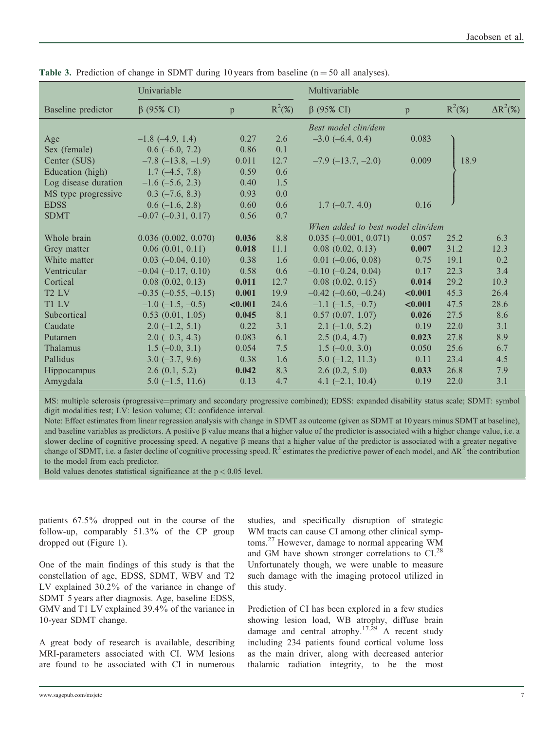**Table 3.** Prediction of change in SDMT during 10 years from baseline (n = 50 all analyses).

| | Univariable | | | Multivariable | | | |
|---|---|---|---|---|---|---|---|
| Baseline predictor | β (95% CI) | p | $R^2$(%) | β (95% CI) | p | $R^2$(%) | $\Delta R^2$(%) |
| | | | | *Best model clin/dem* | | | |
| Age | −1.8 (−4.9, 1.4) | 0.27 | 2.6 | −3.0 (−6.4, 0.4) | 0.083 | 18.9 | |
| Sex (female) | 0.6 (−6.0, 7.2) | 0.86 | 0.1 | | | | |
| Center (SUS) | −7.8 (−13.8, −1.9) | 0.011 | 12.7 | −7.9 (−13.7, −2.0) | 0.009 | | |
| Education (high) | 1.7 (−4.5, 7.8) | 0.59 | 0.6 | | | | |
| Log disease duration | −1.6 (−5.6, 2.3) | 0.40 | 1.5 | | | | |
| MS type progressive | 0.3 (−7.6, 8.3) | 0.93 | 0.0 | | | | |
| EDSS | 0.6 (−1.6, 2.8) | 0.60 | 0.6 | 1.7 (−0.7, 4.0) | 0.16 | | |
| SDMT | −0.07 (−0.31, 0.17) | 0.56 | 0.7 | | | | |
| | | | | *When added to best model clin/dem* | | | |
| Whole brain | 0.036 (0.002, 0.070) | **0.036** | 8.8 | 0.035 (−0.001, 0.071) | 0.057 | 25.2 | 6.3 |
| Grey matter | 0.06 (0.01, 0.11) | **0.018** | 11.1 | 0.08 (0.02, 0.13) | **0.007** | 31.2 | 12.3 |
| White matter | 0.03 (−0.04, 0.10) | 0.38 | 1.6 | 0.01 (−0.06, 0.08) | 0.75 | 19.1 | 0.2 |
| Ventricular | −0.04 (−0.17, 0.10) | 0.58 | 0.6 | −0.10 (−0.24, 0.04) | 0.17 | 22.3 | 3.4 |
| Cortical | 0.08 (0.02, 0.13) | **0.011** | 12.7 | 0.08 (0.02, 0.15) | **0.014** | 29.2 | 10.3 |
| T2 LV | −0.35 (−0.55, −0.15) | **0.001** | 19.9 | −0.42 (−0.60, −0.24) | **<0.001** | 45.3 | 26.4 |
| T1 LV | −1.0 (−1.5, −0.5) | **<0.001** | 24.6 | −1.1 (−1.5, −0.7) | **<0.001** | 47.5 | 28.6 |
| Subcortical | 0.53 (0.01, 1.05) | **0.045** | 8.1 | 0.57 (0.07, 1.07) | **0.026** | 27.5 | 8.6 |
| Caudate | 2.0 (−1.2, 5.1) | 0.22 | 3.1 | 2.1 (−1.0, 5.2) | 0.19 | 22.0 | 3.1 |
| Putamen | 2.0 (−0.3, 4.3) | 0.083 | 6.1 | 2.5 (0.4, 4.7) | **0.023** | 27.8 | 8.9 |
| Thalamus | 1.5 (−0.0, 3.1) | 0.054 | 7.5 | 1.5 (−0.0, 3.0) | 0.050 | 25.6 | 6.7 |
| Pallidus | 3.0 (−3.7, 9.6) | 0.38 | 1.6 | 5.0 (−1.2, 11.3) | 0.11 | 23.4 | 4.5 |
| Hippocampus | 2.6 (0.1, 5.2) | **0.042** | 8.3 | 2.6 (0.2, 5.0) | **0.033** | 26.8 | 7.9 |
| Amygdala | 5.0 (−1.5, 11.6) | 0.13 | 4.7 | 4.1 (−2.1, 10.4) | 0.19 | 22.0 | 3.1 |

MS: multiple sclerosis (progressive=primary and secondary progressive combined); EDSS: expanded disability status scale; SDMT: symbol digit modalities test; LV: lesion volume; CI: confidence interval.
Note: Effect estimates from linear regression analysis with change in SDMT as outcome (given as SDMT at 10 years minus SDMT at baseline), and baseline variables as predictors. A positive β value means that a higher value of the predictor is associated with a higher change value, i.e. a slower decline of cognitive processing speed. A negative β means that a higher value of the predictor is associated with a greater negative change of SDMT, i.e. a faster decline of cognitive processing speed. $R^2$ estimates the predictive power of each model, and $\Delta R^2$ the contribution to the model from each predictor.
Bold values denotes statistical significance at the $p < 0.05$ level.

patients 67.5% dropped out in the course of the follow-up, comparably 51.3% of the CP group dropped out (Figure 1).

One of the main findings of this study is that the constellation of age, EDSS, SDMT, WBV and T2 LV explained 30.2% of the variance in change of SDMT 5 years after diagnosis. Age, baseline EDSS, GMV and T1 LV explained 39.4% of the variance in 10-year SDMT change.

A great body of research is available, describing MRI-parameters associated with CI. WM lesions are found to be associated with CI in numerous studies, and specifically disruption of strategic WM tracts can cause CI among other clinical symptoms.[27] However, damage to normal appearing WM and GM have shown stronger correlations to CI.[28] Unfortunately though, we were unable to measure such damage with the imaging protocol utilized in this study.

Prediction of CI has been explored in a few studies showing lesion load, WB atrophy, diffuse brain damage and central atrophy.[17,29] A recent study including 234 patients found cortical volume loss as the main driver, along with decreased anterior thalamic radiation integrity, to be the most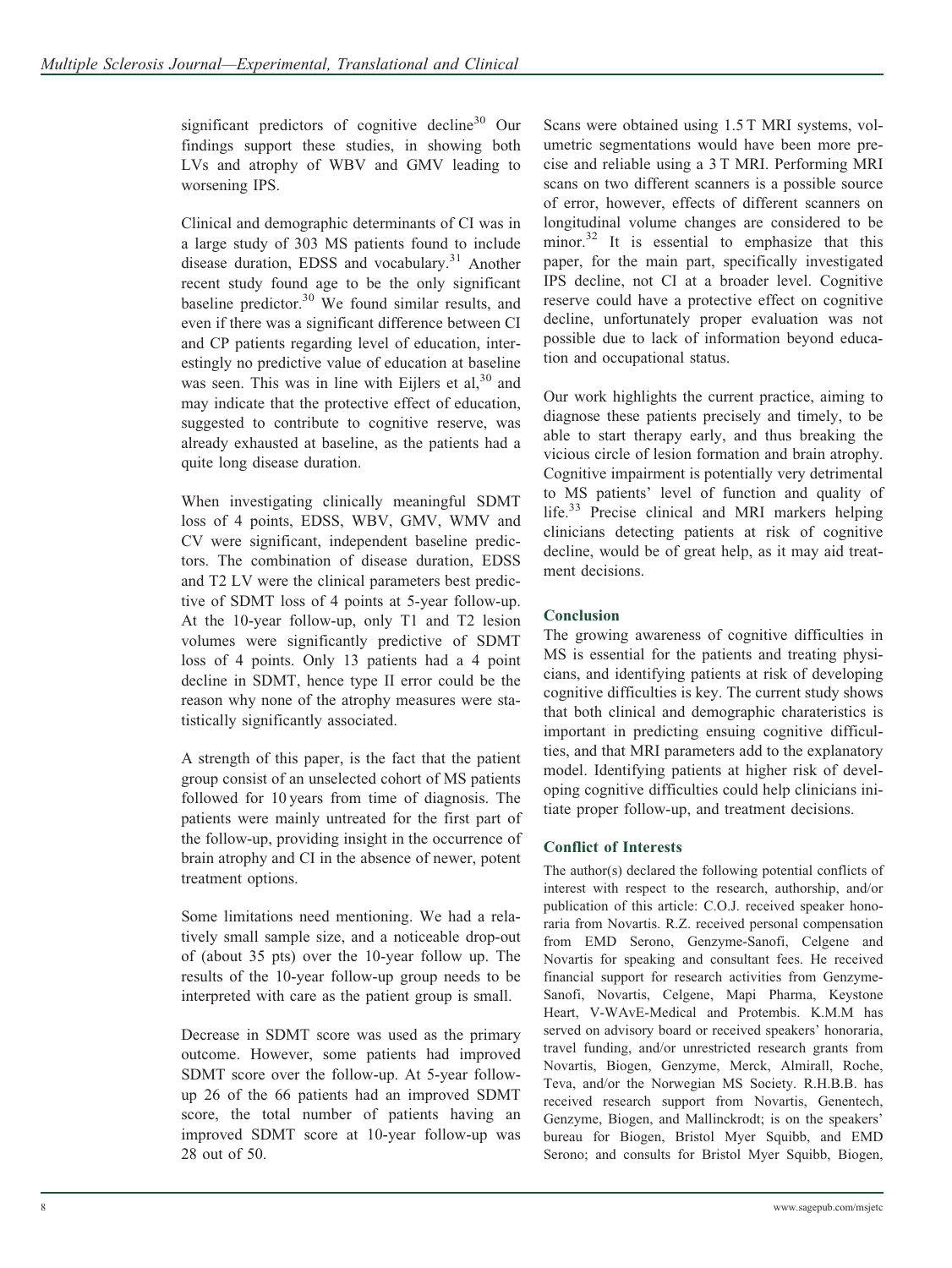significant predictors of cognitive decline[30] Our findings support these studies, in showing both LVs and atrophy of WBV and GMV leading to worsening IPS.

Clinical and demographic determinants of CI was in a large study of 303 MS patients found to include disease duration, EDSS and vocabulary.[31] Another recent study found age to be the only significant baseline predictor.[30] We found similar results, and even if there was a significant difference between CI and CP patients regarding level of education, interestingly no predictive value of education at baseline was seen. This was in line with Eijlers et al,[30] and may indicate that the protective effect of education, suggested to contribute to cognitive reserve, was already exhausted at baseline, as the patients had a quite long disease duration.

When investigating clinically meaningful SDMT loss of 4 points, EDSS, WBV, GMV, WMV and CV were significant, independent baseline predictors. The combination of disease duration, EDSS and T2 LV were the clinical parameters best predictive of SDMT loss of 4 points at 5-year follow-up. At the 10-year follow-up, only T1 and T2 lesion volumes were significantly predictive of SDMT loss of 4 points. Only 13 patients had a 4 point decline in SDMT, hence type II error could be the reason why none of the atrophy measures were statistically significantly associated.

A strength of this paper, is the fact that the patient group consist of an unselected cohort of MS patients followed for 10 years from time of diagnosis. The patients were mainly untreated for the first part of the follow-up, providing insight in the occurrence of brain atrophy and CI in the absence of newer, potent treatment options.

Some limitations need mentioning. We had a relatively small sample size, and a noticeable drop-out of (about 35 pts) over the 10-year follow up. The results of the 10-year follow-up group needs to be interpreted with care as the patient group is small.

Decrease in SDMT score was used as the primary outcome. However, some patients had improved SDMT score over the follow-up. At 5-year follow-up 26 of the 66 patients had an improved SDMT score, the total number of patients having an improved SDMT score at 10-year follow-up was 28 out of 50.

Scans were obtained using 1.5 T MRI systems, volumetric segmentations would have been more precise and reliable using a 3 T MRI. Performing MRI scans on two different scanners is a possible source of error, however, effects of different scanners on longitudinal volume changes are considered to be minor.[32] It is essential to emphasize that this paper, for the main part, specifically investigated IPS decline, not CI at a broader level. Cognitive reserve could have a protective effect on cognitive decline, unfortunately proper evaluation was not possible due to lack of information beyond education and occupational status.

Our work highlights the current practice, aiming to diagnose these patients precisely and timely, to be able to start therapy early, and thus breaking the vicious circle of lesion formation and brain atrophy. Cognitive impairment is potentially very detrimental to MS patients' level of function and quality of life.[33] Precise clinical and MRI markers helping clinicians detecting patients at risk of cognitive decline, would be of great help, as it may aid treatment decisions.

## Conclusion

The growing awareness of cognitive difficulties in MS is essential for the patients and treating physicians, and identifying patients at risk of developing cognitive difficulties is key. The current study shows that both clinical and demographic charateristics is important in predicting ensuing cognitive difficulties, and that MRI parameters add to the explanatory model. Identifying patients at higher risk of developing cognitive difficulties could help clinicians initiate proper follow-up, and treatment decisions.

## Conflict of Interests

The author(s) declared the following potential conflicts of interest with respect to the research, authorship, and/or publication of this article: C.O.J. received speaker honoraria from Novartis. R.Z. received personal compensation from EMD Serono, Genzyme-Sanofi, Celgene and Novartis for speaking and consultant fees. He received financial support for research activities from Genzyme-Sanofi, Novartis, Celgene, Mapi Pharma, Keystone Heart, V-WAvE-Medical and Protembis. K.M.M has served on advisory board or received speakers' honoraria, travel funding, and/or unrestricted research grants from Novartis, Biogen, Genzyme, Merck, Almirall, Roche, Teva, and/or the Norwegian MS Society. R.H.B.B. has received research support from Novartis, Genentech, Genzyme, Biogen, and Mallinckrodt; is on the speakers' bureau for Biogen, Bristol Myer Squibb, and EMD Serono; and consults for Bristol Myer Squibb, Biogen,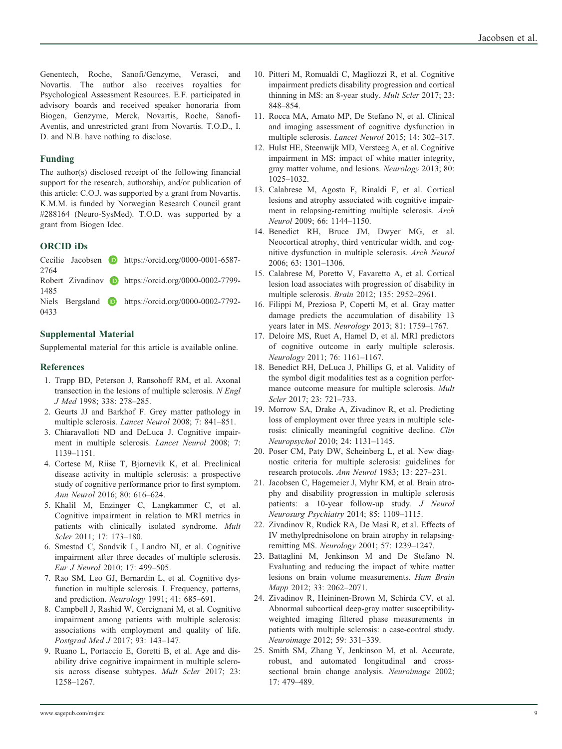Genentech, Roche, Sanofi/Genzyme, Verasci, and Novartis. The author also receives royalties for Psychological Assessment Resources. E.F. participated in advisory boards and received speaker honoraria from Biogen, Genzyme, Merck, Novartis, Roche, Sanofi-Aventis, and unrestricted grant from Novartis. T.O.D., I. D. and N.B. have nothing to disclose.

## Funding

The author(s) disclosed receipt of the following financial support for the research, authorship, and/or publication of this article: C.O.J. was supported by a grant from Novartis. K.M.M. is funded by Norwegian Research Council grant #288164 (Neuro-SysMed). T.O.D. was supported by a grant from Biogen Idec.

## ORCID iDs

Cecilie Jacobsen https://orcid.org/0000-0001-6587-2764
Robert Zivadinov https://orcid.org/0000-0002-7799-1485
Niels Bergsland https://orcid.org/0000-0002-7792-0433

## Supplemental Material

Supplemental material for this article is available online.

## References

1. Trapp BD, Peterson J, Ransohoff RM, et al. Axonal transection in the lesions of multiple sclerosis. *N Engl J Med* 1998; 338: 278–285.
2. Geurts JJ and Barkhof F. Grey matter pathology in multiple sclerosis. *Lancet Neurol* 2008; 7: 841–851.
3. Chiaravalloti ND and DeLuca J. Cognitive impairment in multiple sclerosis. *Lancet Neurol* 2008; 7: 1139–1151.
4. Cortese M, Riise T, Bjornevik K, et al. Preclinical disease activity in multiple sclerosis: a prospective study of cognitive performance prior to first symptom. *Ann Neurol* 2016; 80: 616–624.
5. Khalil M, Enzinger C, Langkammer C, et al. Cognitive impairment in relation to MRI metrics in patients with clinically isolated syndrome. *Mult Scler* 2011; 17: 173–180.
6. Smestad C, Sandvik L, Landro NI, et al. Cognitive impairment after three decades of multiple sclerosis. *Eur J Neurol* 2010; 17: 499–505.
7. Rao SM, Leo GJ, Bernardin L, et al. Cognitive dysfunction in multiple sclerosis. I. Frequency, patterns, and prediction. *Neurology* 1991; 41: 685–691.
8. Campbell J, Rashid W, Cercignani M, et al. Cognitive impairment among patients with multiple sclerosis: associations with employment and quality of life. *Postgrad Med J* 2017; 93: 143–147.
9. Ruano L, Portaccio E, Goretti B, et al. Age and disability drive cognitive impairment in multiple sclerosis across disease subtypes. *Mult Scler* 2017; 23: 1258–1267.
10. Pitteri M, Romualdi C, Magliozzi R, et al. Cognitive impairment predicts disability progression and cortical thinning in MS: an 8-year study. *Mult Scler* 2017; 23: 848–854.
11. Rocca MA, Amato MP, De Stefano N, et al. Clinical and imaging assessment of cognitive dysfunction in multiple sclerosis. *Lancet Neurol* 2015; 14: 302–317.
12. Hulst HE, Steenwijk MD, Versteeg A, et al. Cognitive impairment in MS: impact of white matter integrity, gray matter volume, and lesions. *Neurology* 2013; 80: 1025–1032.
13. Calabrese M, Agosta F, Rinaldi F, et al. Cortical lesions and atrophy associated with cognitive impairment in relapsing-remitting multiple sclerosis. *Arch Neurol* 2009; 66: 1144–1150.
14. Benedict RH, Bruce JM, Dwyer MG, et al. Neocortical atrophy, third ventricular width, and cognitive dysfunction in multiple sclerosis. *Arch Neurol* 2006; 63: 1301–1306.
15. Calabrese M, Poretto V, Favaretto A, et al. Cortical lesion load associates with progression of disability in multiple sclerosis. *Brain* 2012; 135: 2952–2961.
16. Filippi M, Preziosa P, Copetti M, et al. Gray matter damage predicts the accumulation of disability 13 years later in MS. *Neurology* 2013; 81: 1759–1767.
17. Deloire MS, Ruet A, Hamel D, et al. MRI predictors of cognitive outcome in early multiple sclerosis. *Neurology* 2011; 76: 1161–1167.
18. Benedict RH, DeLuca J, Phillips G, et al. Validity of the symbol digit modalities test as a cognition performance outcome measure for multiple sclerosis. *Mult Scler* 2017; 23: 721–733.
19. Morrow SA, Drake A, Zivadinov R, et al. Predicting loss of employment over three years in multiple sclerosis: clinically meaningful cognitive decline. *Clin Neuropsychol* 2010; 24: 1131–1145.
20. Poser CM, Paty DW, Scheinberg L, et al. New diagnostic criteria for multiple sclerosis: guidelines for research protocols. *Ann Neurol* 1983; 13: 227–231.
21. Jacobsen C, Hagemeier J, Myhr KM, et al. Brain atrophy and disability progression in multiple sclerosis patients: a 10-year follow-up study. *J Neurol Neurosurg Psychiatry* 2014; 85: 1109–1115.
22. Zivadinov R, Rudick RA, De Masi R, et al. Effects of IV methylprednisolone on brain atrophy in relapsing-remitting MS. *Neurology* 2001; 57: 1239–1247.
23. Battaglini M, Jenkinson M and De Stefano N. Evaluating and reducing the impact of white matter lesions on brain volume measurements. *Hum Brain Mapp* 2012; 33: 2062–2071.
24. Zivadinov R, Heininen-Brown M, Schirda CV, et al. Abnormal subcortical deep-gray matter susceptibility-weighted imaging filtered phase measurements in patients with multiple sclerosis: a case-control study. *Neuroimage* 2012; 59: 331–339.
25. Smith SM, Zhang Y, Jenkinson M, et al. Accurate, robust, and automated longitudinal and cross-sectional brain change analysis. *Neuroimage* 2002; 17: 479–489.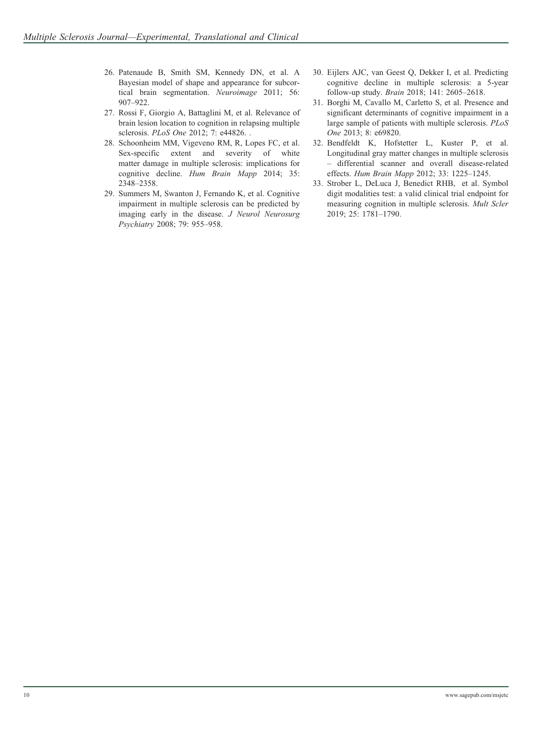26. Patenaude B, Smith SM, Kennedy DN, et al. A Bayesian model of shape and appearance for subcortical brain segmentation. *Neuroimage* 2011; 56: 907–922.
27. Rossi F, Giorgio A, Battaglini M, et al. Relevance of brain lesion location to cognition in relapsing multiple sclerosis. *PLoS One* 2012; 7: e44826. .
28. Schoonheim MM, Vigeveno RM, R, Lopes FC, et al. Sex-specific extent and severity of white matter damage in multiple sclerosis: implications for cognitive decline. *Hum Brain Mapp* 2014; 35: 2348–2358.
29. Summers M, Swanton J, Fernando K, et al. Cognitive impairment in multiple sclerosis can be predicted by imaging early in the disease. *J Neurol Neurosurg Psychiatry* 2008; 79: 955–958.
30. Eijlers AJC, van Geest Q, Dekker I, et al. Predicting cognitive decline in multiple sclerosis: a 5-year follow-up study. *Brain* 2018; 141: 2605–2618.
31. Borghi M, Cavallo M, Carletto S, et al. Presence and significant determinants of cognitive impairment in a large sample of patients with multiple sclerosis. *PLoS One* 2013; 8: e69820.
32. Bendfeldt K, Hofstetter L, Kuster P, et al. Longitudinal gray matter changes in multiple sclerosis – differential scanner and overall disease-related effects. *Hum Brain Mapp* 2012; 33: 1225–1245.
33. Strober L, DeLuca J, Benedict RHB, et al. Symbol digit modalities test: a valid clinical trial endpoint for measuring cognition in multiple sclerosis. *Mult Scler* 2019; 25: 1781–1790.